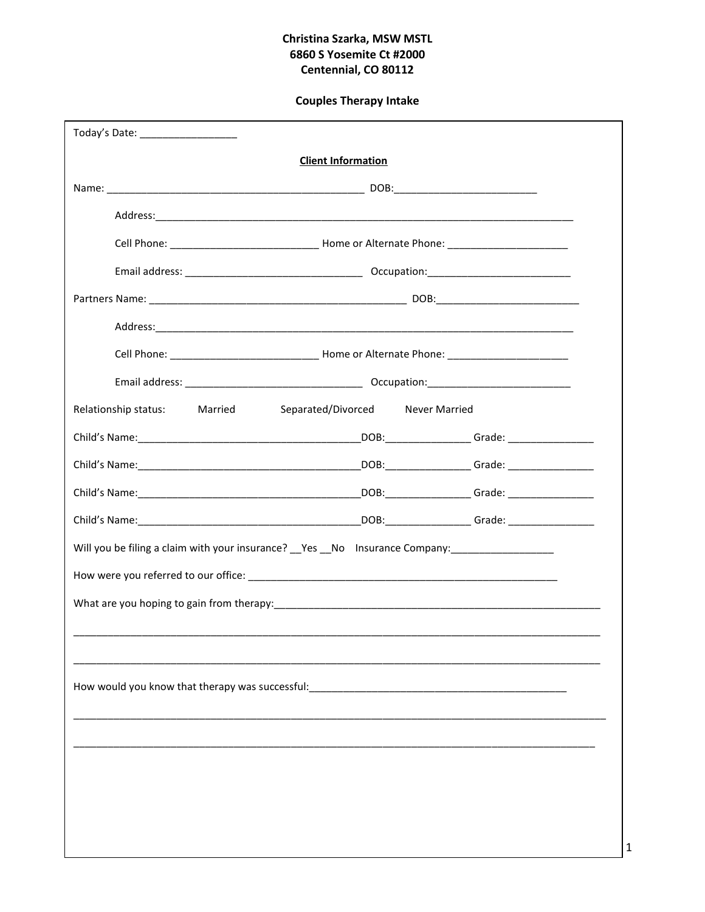**Christina Szarka, MSW MSTL**
**6860 S Yosemite Ct #2000**
**Centennial, CO 80112**

# Couples Therapy Intake

Today's Date: _________________

## Client Information

Name: _____________________________________________ DOB:_________________________

Address:___________________________________________________________________________

Cell Phone: _________________________ Home or Alternate Phone: _____________________

Email address: ______________________________ Occupation:_________________________

Partners Name: _____________________________________________ DOB:_________________________

Address:___________________________________________________________________________

Cell Phone: _________________________ Home or Alternate Phone: _____________________

Email address: ______________________________ Occupation:_________________________

Relationship status: Married Separated/Divorced Never Married

Child's Name:______________________________________DOB:_______________ Grade: _______________

Child's Name:______________________________________DOB:_______________ Grade: _______________

Child's Name:______________________________________DOB:_______________ Grade: _______________

Child's Name:______________________________________DOB:_______________ Grade: _______________

Will you be filing a claim with your insurance? __Yes __No Insurance Company:__________________

How were you referred to our office: _______________________________________________________

What are you hoping to gain from therapy:___________________________________________________

____________________________________________________________________________________________

____________________________________________________________________________________________

How would you know that therapy was successful:______________________________________________

____________________________________________________________________________________________

____________________________________________________________________________________________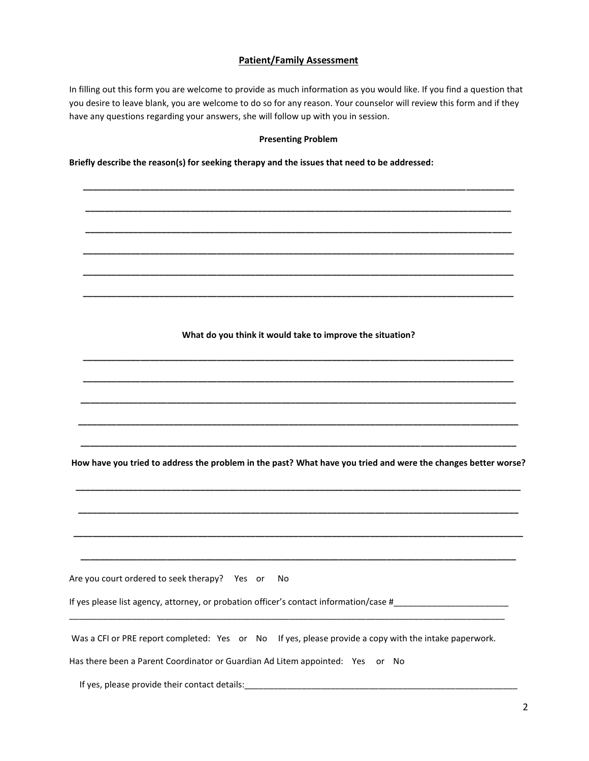## Patient/Family Assessment

In filling out this form you are welcome to provide as much information as you would like. If you find a question that you desire to leave blank, you are welcome to do so for any reason. Your counselor will review this form and if they have any questions regarding your answers, she will follow up with you in session.

**Presenting Problem**

**Briefly describe the reason(s) for seeking therapy and the issues that need to be addressed:**

________________________________________________________________________________________

________________________________________________________________________________________

________________________________________________________________________________________

________________________________________________________________________________________

________________________________________________________________________________________

________________________________________________________________________________________

**What do you think it would take to improve the situation?**

________________________________________________________________________________________

________________________________________________________________________________________

________________________________________________________________________________________

________________________________________________________________________________________

________________________________________________________________________________________

**How have you tried to address the problem in the past? What have you tried and were the changes better worse?**

________________________________________________________________________________________

________________________________________________________________________________________

________________________________________________________________________________________

________________________________________________________________________________________

Are you court ordered to seek therapy? Yes or No

If yes please list agency, attorney, or probation officer's contact information/case #________________________

________________________________________________________________________________________

Was a CFI or PRE report completed: Yes or No If yes, please provide a copy with the intake paperwork.

Has there been a Parent Coordinator or Guardian Ad Litem appointed: Yes or No

If yes, please provide their contact details:___________________________________________________________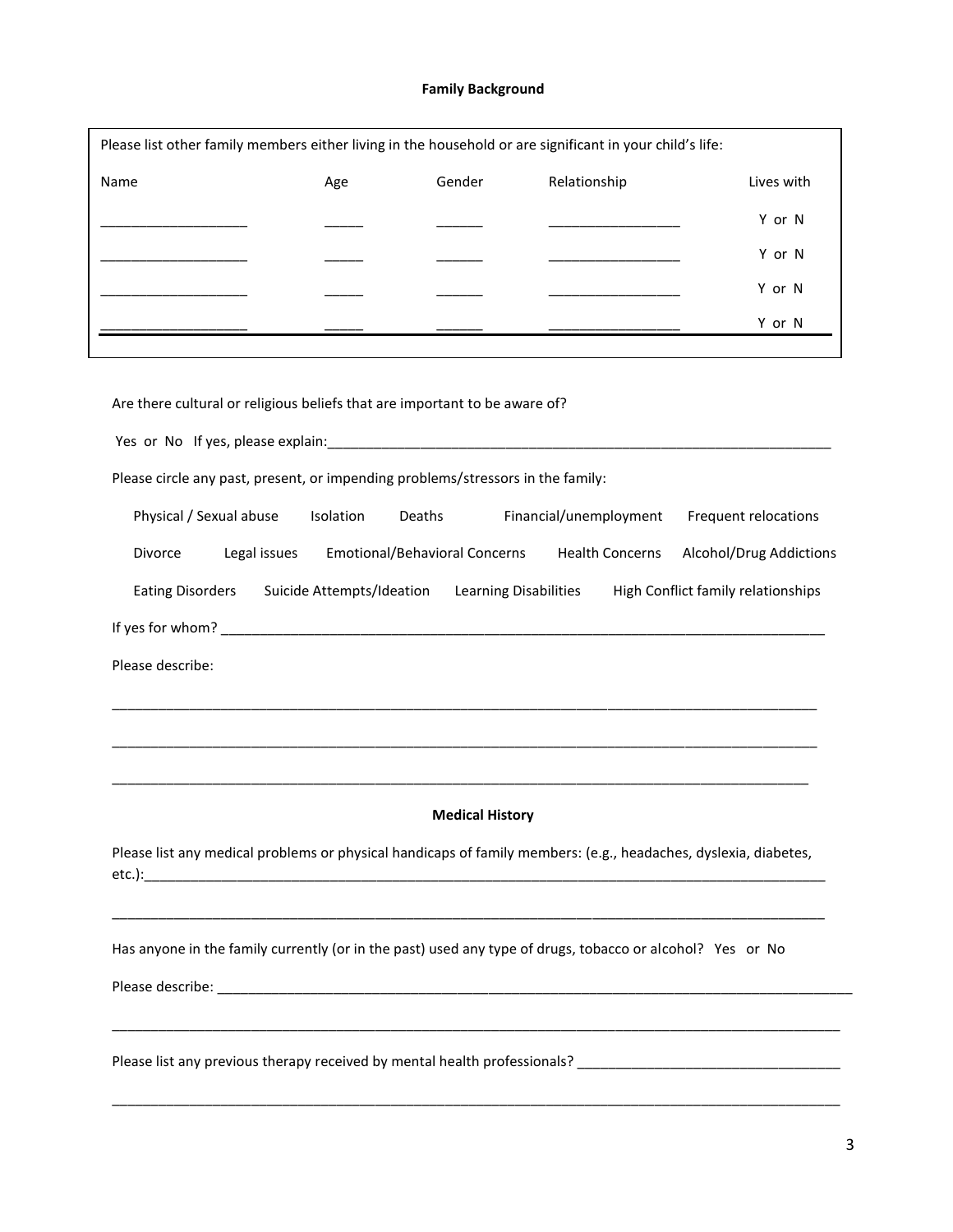## Family Background

Please list other family members either living in the household or are significant in your child's life:

| Name | Age | Gender | Relationship | Lives with |
|---|---|---|---|---|
| ___________________ | _____ | ______ | _________________ | Y or N |
| ___________________ | _____ | ______ | _________________ | Y or N |
| ___________________ | _____ | ______ | _________________ | Y or N |
| ___________________ | _____ | ______ | _________________ | Y or N |

Are there cultural or religious beliefs that are important to be aware of?

Yes or No If yes, please explain:____________________________________________________________________

Please circle any past, present, or impending problems/stressors in the family:

Physical / Sexual abuse   Isolation   Deaths   Financial/unemployment   Frequent relocations

Divorce   Legal issues   Emotional/Behavioral Concerns   Health Concerns   Alcohol/Drug Addictions

Eating Disorders   Suicide Attempts/Ideation   Learning Disabilities   High Conflict family relationships

If yes for whom? ________________________________________________________________________________

Please describe:

_______________________________________________________________________________________________

_______________________________________________________________________________________________

_______________________________________________________________________________________________

## Medical History

Please list any medical problems or physical handicaps of family members: (e.g., headaches, dyslexia, diabetes, etc.):_______________________________________________________________________________________

_______________________________________________________________________________________________

Has anyone in the family currently (or in the past) used any type of drugs, tobacco or alcohol? Yes or No

Please describe: __________________________________________________________________________________

_______________________________________________________________________________________________

Please list any previous therapy received by mental health professionals? __________________________________

_______________________________________________________________________________________________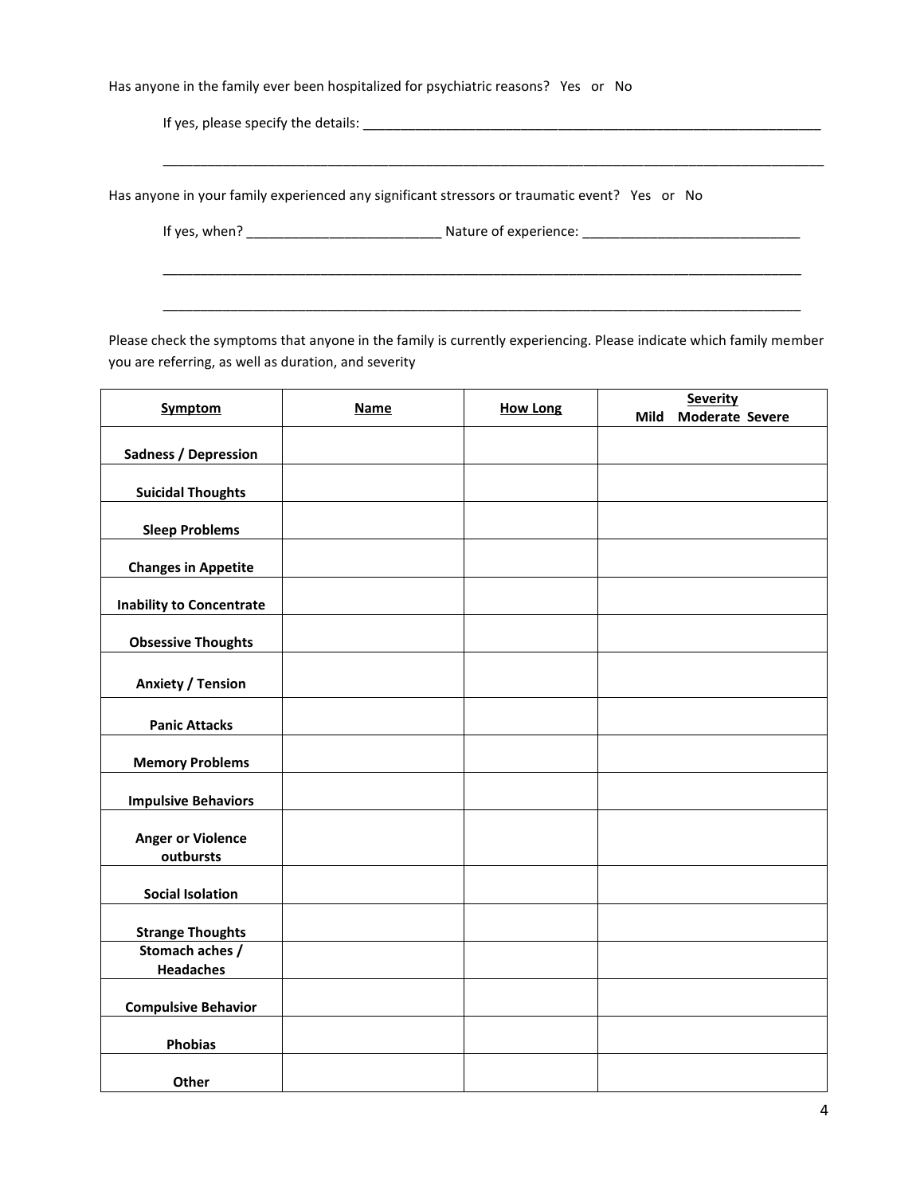Has anyone in the family ever been hospitalized for psychiatric reasons? Yes or No

If yes, please specify the details: ______________________________________________________________

_____________________________________________________________________________________________

Has anyone in your family experienced any significant stressors or traumatic event? Yes or No

If yes, when? __________________________ Nature of experience: ______________________________

_____________________________________________________________________________________________

_____________________________________________________________________________________________

Please check the symptoms that anyone in the family is currently experiencing. Please indicate which family member you are referring, as well as duration, and severity

| **Symptom** | **Name** | **How Long** | **Severity**<br>**Mild Moderate Severe** |
|---|---|---|---|
| **Sadness / Depression** | | | |
| **Suicidal Thoughts** | | | |
| **Sleep Problems** | | | |
| **Changes in Appetite** | | | |
| **Inability to Concentrate** | | | |
| **Obsessive Thoughts** | | | |
| **Anxiety / Tension** | | | |
| **Panic Attacks** | | | |
| **Memory Problems** | | | |
| **Impulsive Behaviors** | | | |
| **Anger or Violence outbursts** | | | |
| **Social Isolation** | | | |
| **Strange Thoughts** | | | |
| **Stomach aches / Headaches** | | | |
| **Compulsive Behavior** | | | |
| **Phobias** | | | |
| **Other** | | | |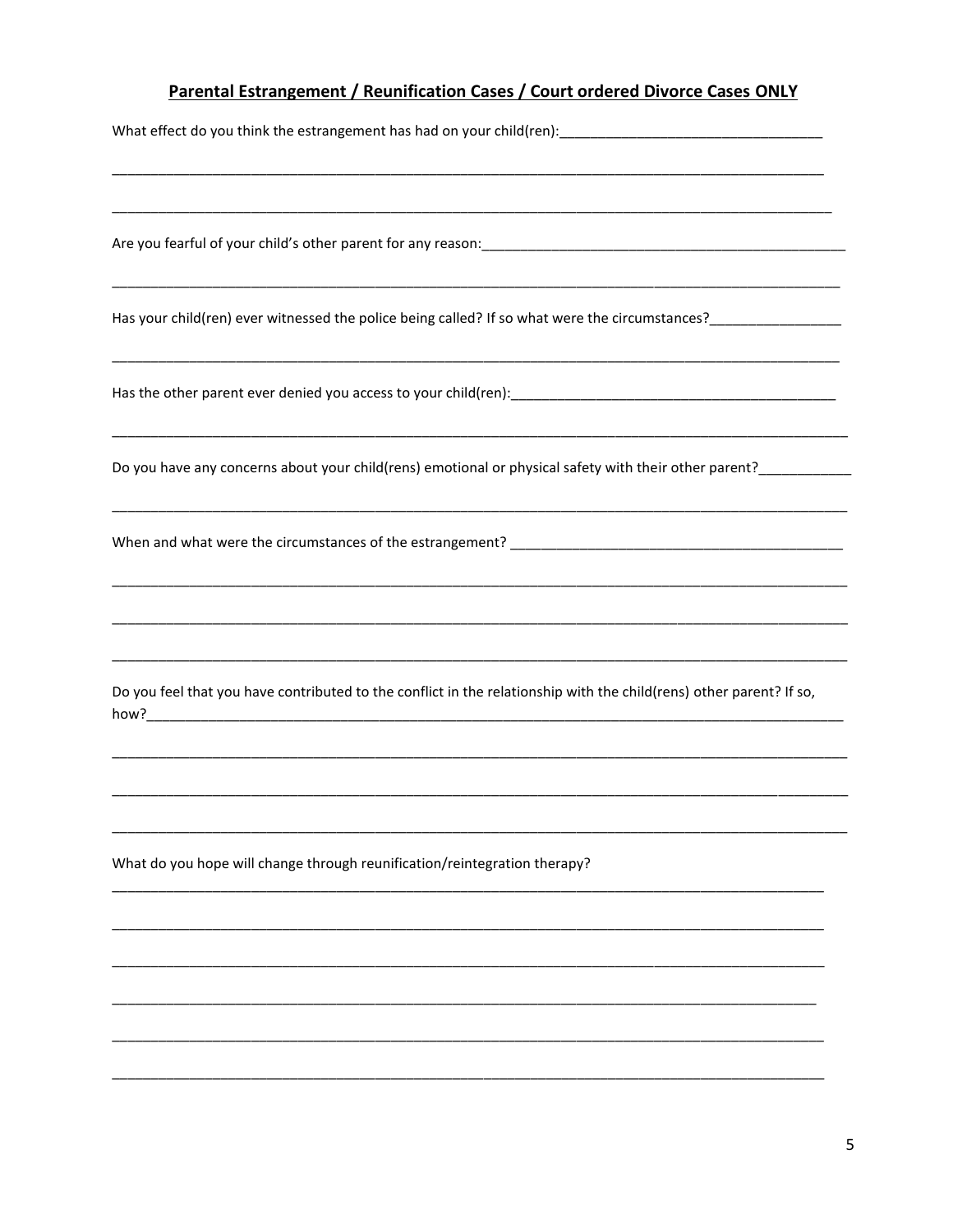## **Parental Estrangement / Reunification Cases / Court ordered Divorce Cases ONLY**

What effect do you think the estrangement has had on your child(ren):__________________________________

_______________________________________________________________________________________________

_______________________________________________________________________________________________

Are you fearful of your child's other parent for any reason:_________________________________________________

_______________________________________________________________________________________________

Has your child(ren) ever witnessed the police being called? If so what were the circumstances?_________________

_______________________________________________________________________________________________

Has the other parent ever denied you access to your child(ren):___________________________________________

_______________________________________________________________________________________________

Do you have any concerns about your child(rens) emotional or physical safety with their other parent?____________

_______________________________________________________________________________________________

When and what were the circumstances of the estrangement? ___________________________________________

_______________________________________________________________________________________________

_______________________________________________________________________________________________

_______________________________________________________________________________________________

Do you feel that you have contributed to the conflict in the relationship with the child(rens) other parent? If so, how?_____________________________________________________________________________________________

_______________________________________________________________________________________________

_______________________________________________________________________________________________

_______________________________________________________________________________________________

What do you hope will change through reunification/reintegration therapy?

_______________________________________________________________________________________________

_______________________________________________________________________________________________

_______________________________________________________________________________________________

_______________________________________________________________________________________________

_______________________________________________________________________________________________

_______________________________________________________________________________________________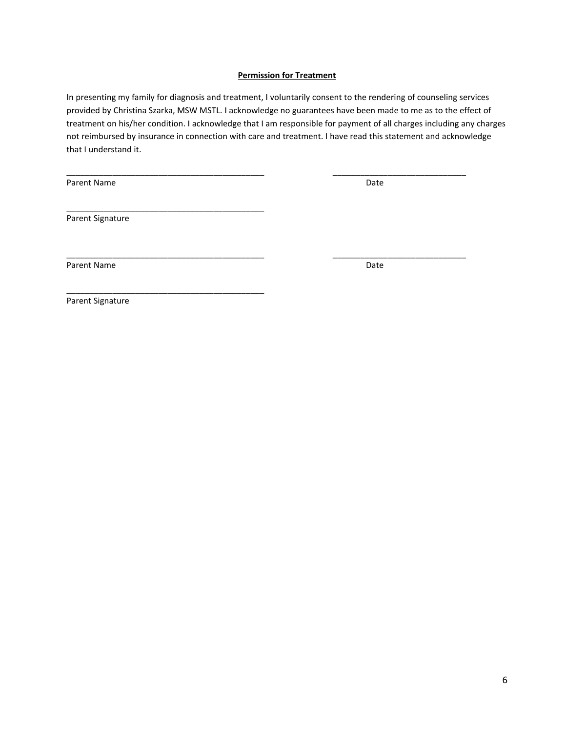**Permission for Treatment**

In presenting my family for diagnosis and treatment, I voluntarily consent to the rendering of counseling services provided by Christina Szarka, MSW MSTL. I acknowledge no guarantees have been made to me as to the effect of treatment on his/her condition. I acknowledge that I am responsible for payment of all charges including any charges not reimbursed by insurance in connection with care and treatment. I have read this statement and acknowledge that I understand it.

_____________________________________________ ______________________________
Parent Name Date

_____________________________________________
Parent Signature

_____________________________________________ ______________________________
Parent Name Date

_____________________________________________
Parent Signature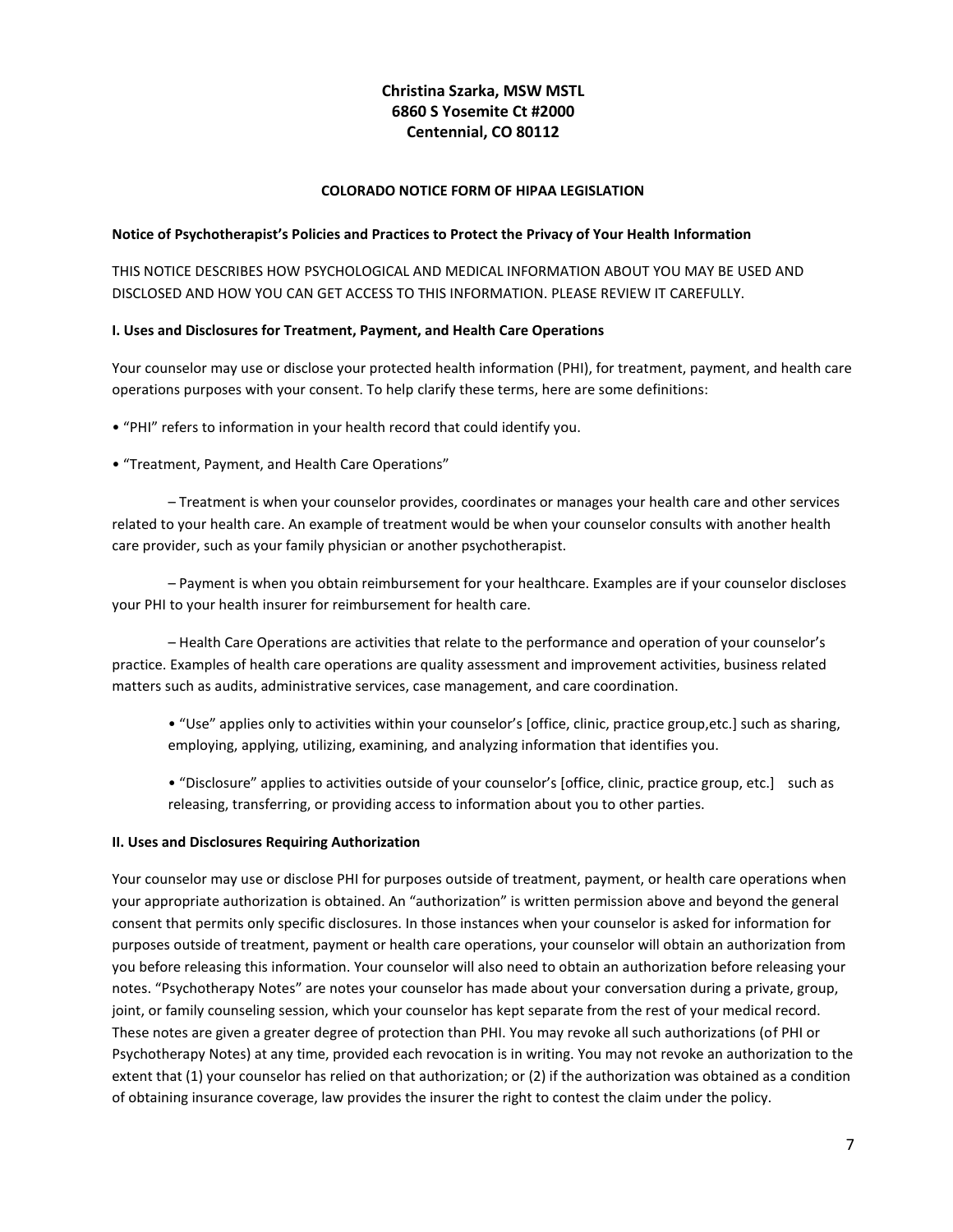**Christina Szarka, MSW MSTL**
**6860 S Yosemite Ct #2000**
**Centennial, CO 80112**

**COLORADO NOTICE FORM OF HIPAA LEGISLATION**

**Notice of Psychotherapist's Policies and Practices to Protect the Privacy of Your Health Information**

THIS NOTICE DESCRIBES HOW PSYCHOLOGICAL AND MEDICAL INFORMATION ABOUT YOU MAY BE USED AND DISCLOSED AND HOW YOU CAN GET ACCESS TO THIS INFORMATION. PLEASE REVIEW IT CAREFULLY.

**I. Uses and Disclosures for Treatment, Payment, and Health Care Operations**

Your counselor may use or disclose your protected health information (PHI), for treatment, payment, and health care operations purposes with your consent. To help clarify these terms, here are some definitions:

• "PHI" refers to information in your health record that could identify you.

• "Treatment, Payment, and Health Care Operations"

– Treatment is when your counselor provides, coordinates or manages your health care and other services related to your health care. An example of treatment would be when your counselor consults with another health care provider, such as your family physician or another psychotherapist.

– Payment is when you obtain reimbursement for your healthcare. Examples are if your counselor discloses your PHI to your health insurer for reimbursement for health care.

– Health Care Operations are activities that relate to the performance and operation of your counselor's practice. Examples of health care operations are quality assessment and improvement activities, business related matters such as audits, administrative services, case management, and care coordination.

• "Use" applies only to activities within your counselor's [office, clinic, practice group,etc.] such as sharing, employing, applying, utilizing, examining, and analyzing information that identifies you.

• "Disclosure" applies to activities outside of your counselor's [office, clinic, practice group, etc.] such as releasing, transferring, or providing access to information about you to other parties.

**II. Uses and Disclosures Requiring Authorization**

Your counselor may use or disclose PHI for purposes outside of treatment, payment, or health care operations when your appropriate authorization is obtained. An "authorization" is written permission above and beyond the general consent that permits only specific disclosures. In those instances when your counselor is asked for information for purposes outside of treatment, payment or health care operations, your counselor will obtain an authorization from you before releasing this information. Your counselor will also need to obtain an authorization before releasing your notes. "Psychotherapy Notes" are notes your counselor has made about your conversation during a private, group, joint, or family counseling session, which your counselor has kept separate from the rest of your medical record. These notes are given a greater degree of protection than PHI. You may revoke all such authorizations (of PHI or Psychotherapy Notes) at any time, provided each revocation is in writing. You may not revoke an authorization to the extent that (1) your counselor has relied on that authorization; or (2) if the authorization was obtained as a condition of obtaining insurance coverage, law provides the insurer the right to contest the claim under the policy.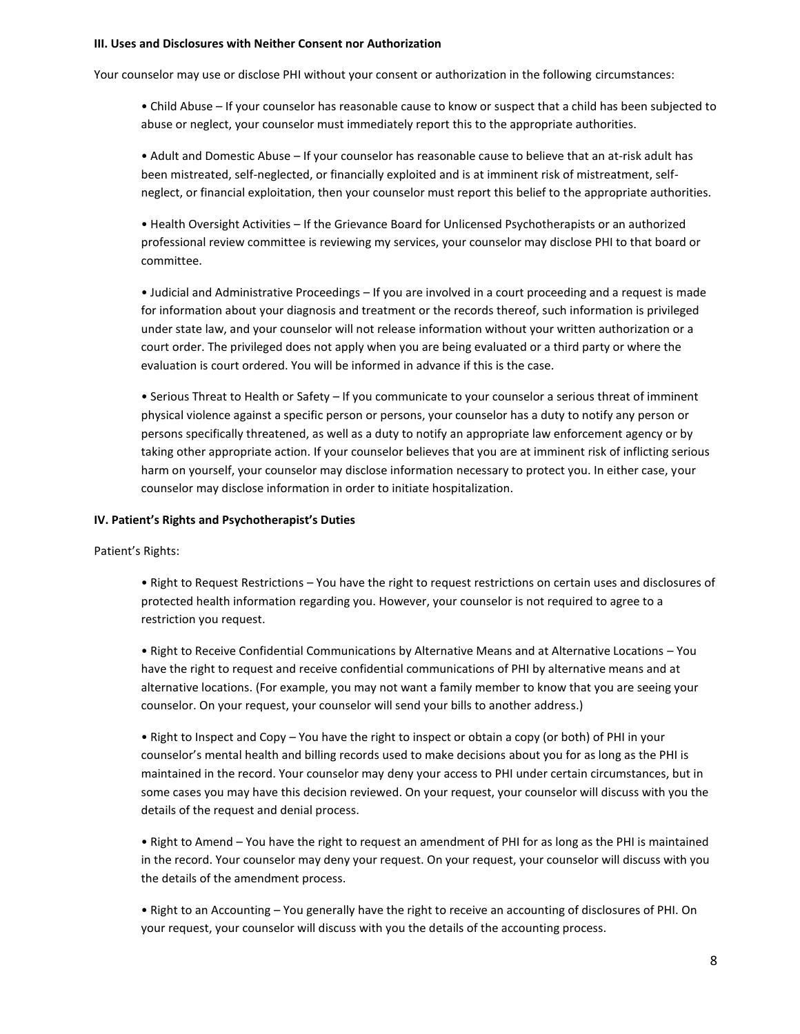**III. Uses and Disclosures with Neither Consent nor Authorization**

Your counselor may use or disclose PHI without your consent or authorization in the following circumstances:

• Child Abuse – If your counselor has reasonable cause to know or suspect that a child has been subjected to abuse or neglect, your counselor must immediately report this to the appropriate authorities.

• Adult and Domestic Abuse – If your counselor has reasonable cause to believe that an at-risk adult has been mistreated, self-neglected, or financially exploited and is at imminent risk of mistreatment, self-neglect, or financial exploitation, then your counselor must report this belief to the appropriate authorities.

• Health Oversight Activities – If the Grievance Board for Unlicensed Psychotherapists or an authorized professional review committee is reviewing my services, your counselor may disclose PHI to that board or committee.

• Judicial and Administrative Proceedings – If you are involved in a court proceeding and a request is made for information about your diagnosis and treatment or the records thereof, such information is privileged under state law, and your counselor will not release information without your written authorization or a court order. The privileged does not apply when you are being evaluated or a third party or where the evaluation is court ordered. You will be informed in advance if this is the case.

• Serious Threat to Health or Safety – If you communicate to your counselor a serious threat of imminent physical violence against a specific person or persons, your counselor has a duty to notify any person or persons specifically threatened, as well as a duty to notify an appropriate law enforcement agency or by taking other appropriate action. If your counselor believes that you are at imminent risk of inflicting serious harm on yourself, your counselor may disclose information necessary to protect you. In either case, your counselor may disclose information in order to initiate hospitalization.

**IV. Patient's Rights and Psychotherapist's Duties**

Patient's Rights:

• Right to Request Restrictions – You have the right to request restrictions on certain uses and disclosures of protected health information regarding you. However, your counselor is not required to agree to a restriction you request.

• Right to Receive Confidential Communications by Alternative Means and at Alternative Locations – You have the right to request and receive confidential communications of PHI by alternative means and at alternative locations. (For example, you may not want a family member to know that you are seeing your counselor. On your request, your counselor will send your bills to another address.)

• Right to Inspect and Copy – You have the right to inspect or obtain a copy (or both) of PHI in your counselor's mental health and billing records used to make decisions about you for as long as the PHI is maintained in the record. Your counselor may deny your access to PHI under certain circumstances, but in some cases you may have this decision reviewed. On your request, your counselor will discuss with you the details of the request and denial process.

• Right to Amend – You have the right to request an amendment of PHI for as long as the PHI is maintained in the record. Your counselor may deny your request. On your request, your counselor will discuss with you the details of the amendment process.

• Right to an Accounting – You generally have the right to receive an accounting of disclosures of PHI. On your request, your counselor will discuss with you the details of the accounting process.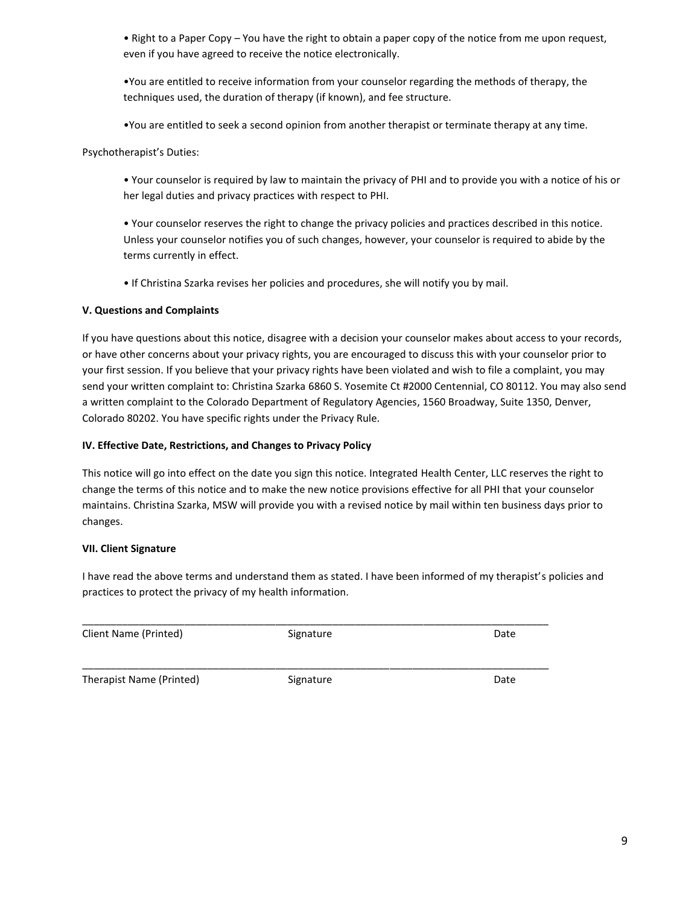- Right to a Paper Copy – You have the right to obtain a paper copy of the notice from me upon request, even if you have agreed to receive the notice electronically.

- You are entitled to receive information from your counselor regarding the methods of therapy, the techniques used, the duration of therapy (if known), and fee structure.

- You are entitled to seek a second opinion from another therapist or terminate therapy at any time.

Psychotherapist's Duties:

- Your counselor is required by law to maintain the privacy of PHI and to provide you with a notice of his or her legal duties and privacy practices with respect to PHI.

- Your counselor reserves the right to change the privacy policies and practices described in this notice. Unless your counselor notifies you of such changes, however, your counselor is required to abide by the terms currently in effect.

- If Christina Szarka revises her policies and procedures, she will notify you by mail.

**V. Questions and Complaints**

If you have questions about this notice, disagree with a decision your counselor makes about access to your records, or have other concerns about your privacy rights, you are encouraged to discuss this with your counselor prior to your first session. If you believe that your privacy rights have been violated and wish to file a complaint, you may send your written complaint to: Christina Szarka 6860 S. Yosemite Ct #2000 Centennial, CO 80112. You may also send a written complaint to the Colorado Department of Regulatory Agencies, 1560 Broadway, Suite 1350, Denver, Colorado 80202. You have specific rights under the Privacy Rule.

**IV. Effective Date, Restrictions, and Changes to Privacy Policy**

This notice will go into effect on the date you sign this notice. Integrated Health Center, LLC reserves the right to change the terms of this notice and to make the new notice provisions effective for all PHI that your counselor maintains. Christina Szarka, MSW will provide you with a revised notice by mail within ten business days prior to changes.

**VII. Client Signature**

I have read the above terms and understand them as stated. I have been informed of my therapist's policies and practices to protect the privacy of my health information.

\_\_\_\_\_\_\_\_\_\_\_\_\_\_\_\_\_\_\_\_\_\_\_\_\_\_\_\_\_\_\_\_\_\_\_\_\_\_\_\_\_\_\_\_\_\_\_\_\_\_\_\_\_\_\_\_\_\_\_\_\_\_\_\_\_\_\_\_\_\_\_\_\_\_\_\_\_\_\_\_\_\_

Client Name (Printed) Signature Date

\_\_\_\_\_\_\_\_\_\_\_\_\_\_\_\_\_\_\_\_\_\_\_\_\_\_\_\_\_\_\_\_\_\_\_\_\_\_\_\_\_\_\_\_\_\_\_\_\_\_\_\_\_\_\_\_\_\_\_\_\_\_\_\_\_\_\_\_\_\_\_\_\_\_\_\_\_\_\_\_\_\_

Therapist Name (Printed) Signature Date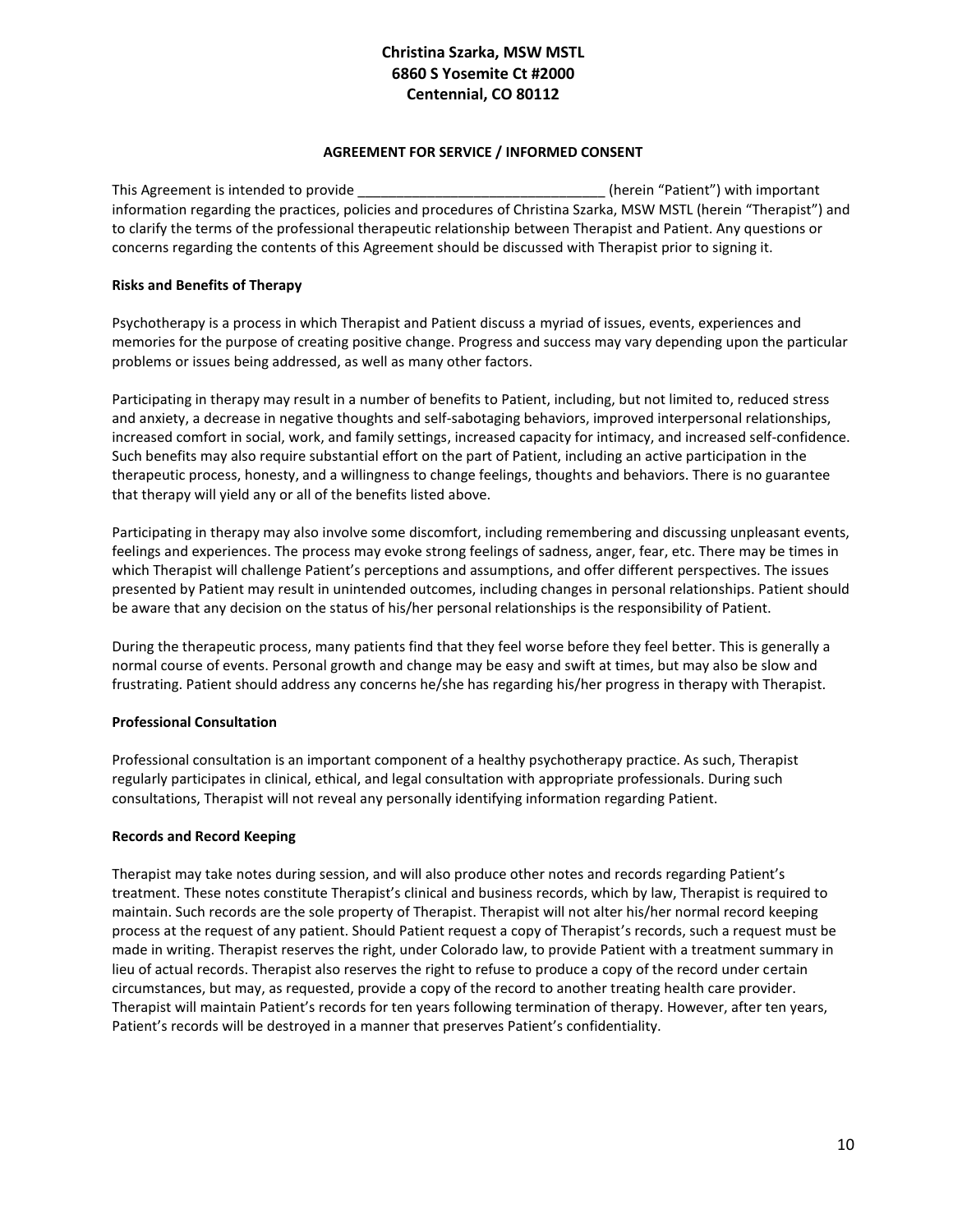**Christina Szarka, MSW MSTL**
**6860 S Yosemite Ct #2000**
**Centennial, CO 80112**

**AGREEMENT FOR SERVICE / INFORMED CONSENT**

This Agreement is intended to provide ________________________________ (herein "Patient") with important information regarding the practices, policies and procedures of Christina Szarka, MSW MSTL (herein "Therapist") and to clarify the terms of the professional therapeutic relationship between Therapist and Patient. Any questions or concerns regarding the contents of this Agreement should be discussed with Therapist prior to signing it.

**Risks and Benefits of Therapy**

Psychotherapy is a process in which Therapist and Patient discuss a myriad of issues, events, experiences and memories for the purpose of creating positive change. Progress and success may vary depending upon the particular problems or issues being addressed, as well as many other factors.

Participating in therapy may result in a number of benefits to Patient, including, but not limited to, reduced stress and anxiety, a decrease in negative thoughts and self-sabotaging behaviors, improved interpersonal relationships, increased comfort in social, work, and family settings, increased capacity for intimacy, and increased self-confidence. Such benefits may also require substantial effort on the part of Patient, including an active participation in the therapeutic process, honesty, and a willingness to change feelings, thoughts and behaviors. There is no guarantee that therapy will yield any or all of the benefits listed above.

Participating in therapy may also involve some discomfort, including remembering and discussing unpleasant events, feelings and experiences. The process may evoke strong feelings of sadness, anger, fear, etc. There may be times in which Therapist will challenge Patient's perceptions and assumptions, and offer different perspectives. The issues presented by Patient may result in unintended outcomes, including changes in personal relationships. Patient should be aware that any decision on the status of his/her personal relationships is the responsibility of Patient.

During the therapeutic process, many patients find that they feel worse before they feel better. This is generally a normal course of events. Personal growth and change may be easy and swift at times, but may also be slow and frustrating. Patient should address any concerns he/she has regarding his/her progress in therapy with Therapist.

**Professional Consultation**

Professional consultation is an important component of a healthy psychotherapy practice. As such, Therapist regularly participates in clinical, ethical, and legal consultation with appropriate professionals. During such consultations, Therapist will not reveal any personally identifying information regarding Patient.

**Records and Record Keeping**

Therapist may take notes during session, and will also produce other notes and records regarding Patient's treatment. These notes constitute Therapist's clinical and business records, which by law, Therapist is required to maintain. Such records are the sole property of Therapist. Therapist will not alter his/her normal record keeping process at the request of any patient. Should Patient request a copy of Therapist's records, such a request must be made in writing. Therapist reserves the right, under Colorado law, to provide Patient with a treatment summary in lieu of actual records. Therapist also reserves the right to refuse to produce a copy of the record under certain circumstances, but may, as requested, provide a copy of the record to another treating health care provider. Therapist will maintain Patient's records for ten years following termination of therapy. However, after ten years, Patient's records will be destroyed in a manner that preserves Patient's confidentiality.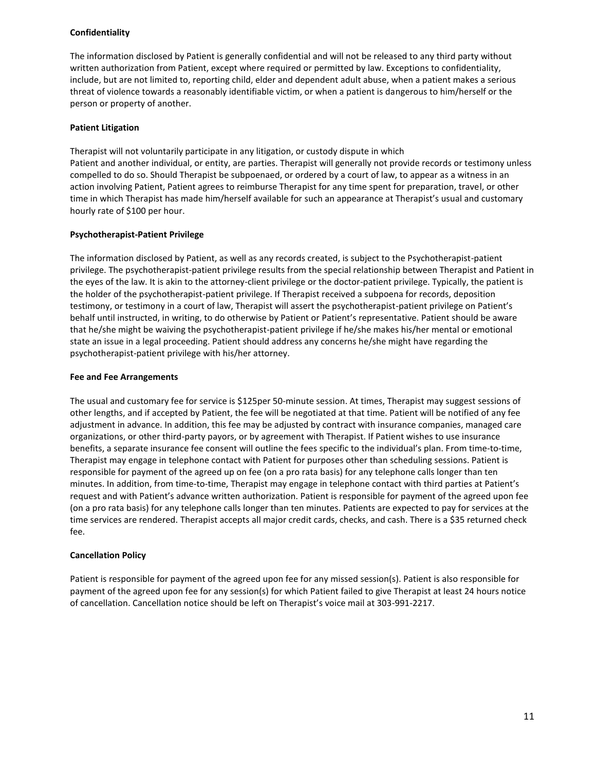**Confidentiality**

The information disclosed by Patient is generally confidential and will not be released to any third party without written authorization from Patient, except where required or permitted by law. Exceptions to confidentiality, include, but are not limited to, reporting child, elder and dependent adult abuse, when a patient makes a serious threat of violence towards a reasonably identifiable victim, or when a patient is dangerous to him/herself or the person or property of another.

**Patient Litigation**

Therapist will not voluntarily participate in any litigation, or custody dispute in which Patient and another individual, or entity, are parties. Therapist will generally not provide records or testimony unless compelled to do so. Should Therapist be subpoenaed, or ordered by a court of law, to appear as a witness in an action involving Patient, Patient agrees to reimburse Therapist for any time spent for preparation, travel, or other time in which Therapist has made him/herself available for such an appearance at Therapist's usual and customary hourly rate of $100 per hour.

**Psychotherapist-Patient Privilege**

The information disclosed by Patient, as well as any records created, is subject to the Psychotherapist-patient privilege. The psychotherapist-patient privilege results from the special relationship between Therapist and Patient in the eyes of the law. It is akin to the attorney-client privilege or the doctor-patient privilege. Typically, the patient is the holder of the psychotherapist-patient privilege. If Therapist received a subpoena for records, deposition testimony, or testimony in a court of law, Therapist will assert the psychotherapist-patient privilege on Patient's behalf until instructed, in writing, to do otherwise by Patient or Patient's representative. Patient should be aware that he/she might be waiving the psychotherapist-patient privilege if he/she makes his/her mental or emotional state an issue in a legal proceeding. Patient should address any concerns he/she might have regarding the psychotherapist-patient privilege with his/her attorney.

**Fee and Fee Arrangements**

The usual and customary fee for service is $125per 50-minute session. At times, Therapist may suggest sessions of other lengths, and if accepted by Patient, the fee will be negotiated at that time. Patient will be notified of any fee adjustment in advance. In addition, this fee may be adjusted by contract with insurance companies, managed care organizations, or other third-party payors, or by agreement with Therapist. If Patient wishes to use insurance benefits, a separate insurance fee consent will outline the fees specific to the individual's plan. From time-to-time, Therapist may engage in telephone contact with Patient for purposes other than scheduling sessions. Patient is responsible for payment of the agreed up on fee (on a pro rata basis) for any telephone calls longer than ten minutes. In addition, from time-to-time, Therapist may engage in telephone contact with third parties at Patient's request and with Patient's advance written authorization. Patient is responsible for payment of the agreed upon fee (on a pro rata basis) for any telephone calls longer than ten minutes. Patients are expected to pay for services at the time services are rendered. Therapist accepts all major credit cards, checks, and cash. There is a $35 returned check fee.

**Cancellation Policy**

Patient is responsible for payment of the agreed upon fee for any missed session(s). Patient is also responsible for payment of the agreed upon fee for any session(s) for which Patient failed to give Therapist at least 24 hours notice of cancellation. Cancellation notice should be left on Therapist's voice mail at 303-991-2217.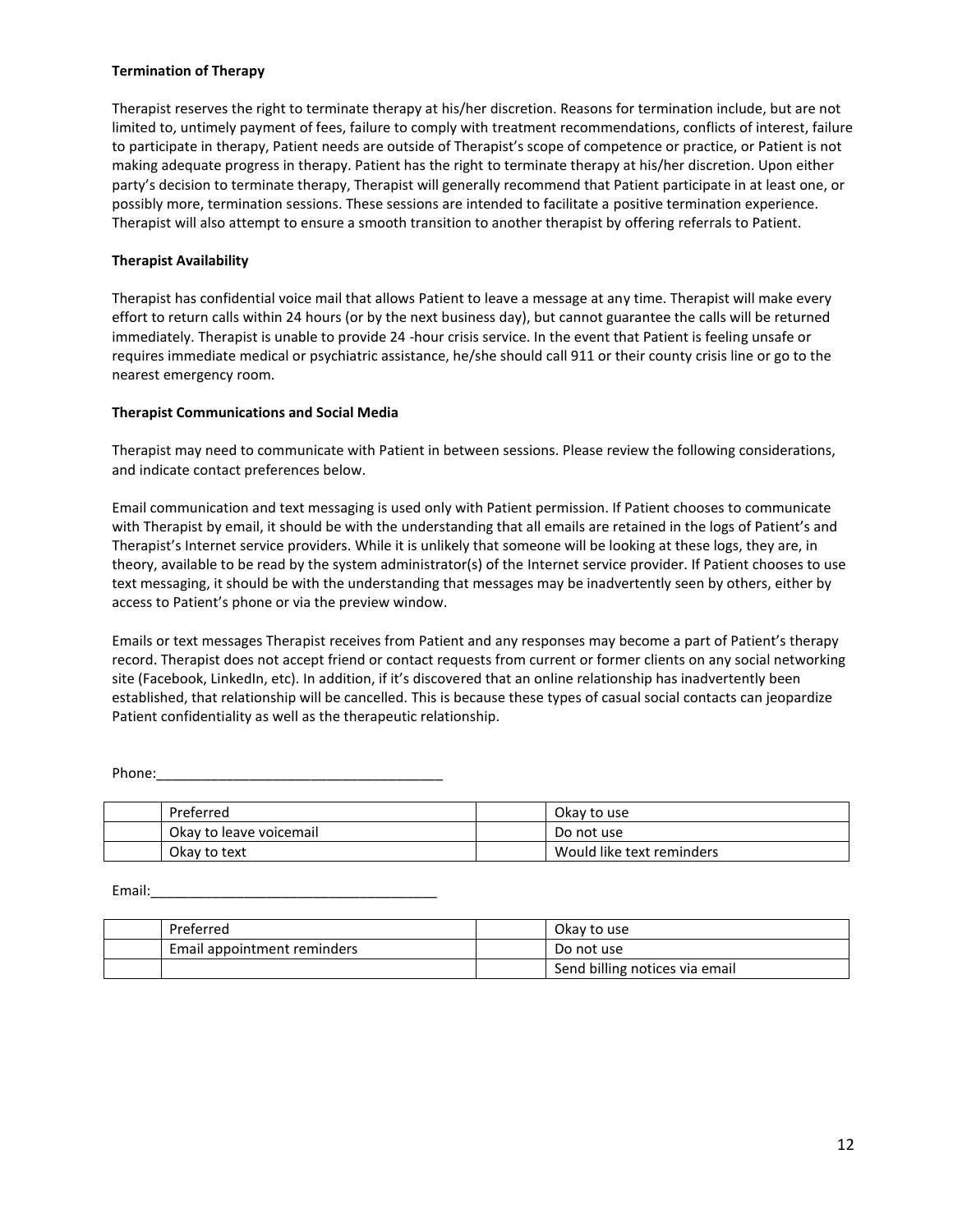**Termination of Therapy**

Therapist reserves the right to terminate therapy at his/her discretion. Reasons for termination include, but are not limited to, untimely payment of fees, failure to comply with treatment recommendations, conflicts of interest, failure to participate in therapy, Patient needs are outside of Therapist's scope of competence or practice, or Patient is not making adequate progress in therapy. Patient has the right to terminate therapy at his/her discretion. Upon either party's decision to terminate therapy, Therapist will generally recommend that Patient participate in at least one, or possibly more, termination sessions. These sessions are intended to facilitate a positive termination experience. Therapist will also attempt to ensure a smooth transition to another therapist by offering referrals to Patient.

**Therapist Availability**

Therapist has confidential voice mail that allows Patient to leave a message at any time. Therapist will make every effort to return calls within 24 hours (or by the next business day), but cannot guarantee the calls will be returned immediately. Therapist is unable to provide 24 -hour crisis service. In the event that Patient is feeling unsafe or requires immediate medical or psychiatric assistance, he/she should call 911 or their county crisis line or go to the nearest emergency room.

**Therapist Communications and Social Media**

Therapist may need to communicate with Patient in between sessions. Please review the following considerations, and indicate contact preferences below.

Email communication and text messaging is used only with Patient permission. If Patient chooses to communicate with Therapist by email, it should be with the understanding that all emails are retained in the logs of Patient's and Therapist's Internet service providers. While it is unlikely that someone will be looking at these logs, they are, in theory, available to be read by the system administrator(s) of the Internet service provider. If Patient chooses to use text messaging, it should be with the understanding that messages may be inadvertently seen by others, either by access to Patient's phone or via the preview window.

Emails or text messages Therapist receives from Patient and any responses may become a part of Patient's therapy record. Therapist does not accept friend or contact requests from current or former clients on any social networking site (Facebook, LinkedIn, etc). In addition, if it's discovered that an online relationship has inadvertently been established, that relationship will be cancelled. This is because these types of casual social contacts can jeopardize Patient confidentiality as well as the therapeutic relationship.

Phone:_____________________________________

| | | | |
|---|---|---|---|
| | Preferred | | Okay to use |
| | Okay to leave voicemail | | Do not use |
| | Okay to text | | Would like text reminders |

Email:_____________________________________

| | | | |
|---|---|---|---|
| | Preferred | | Okay to use |
| | Email appointment reminders | | Do not use |
| | | | Send billing notices via email |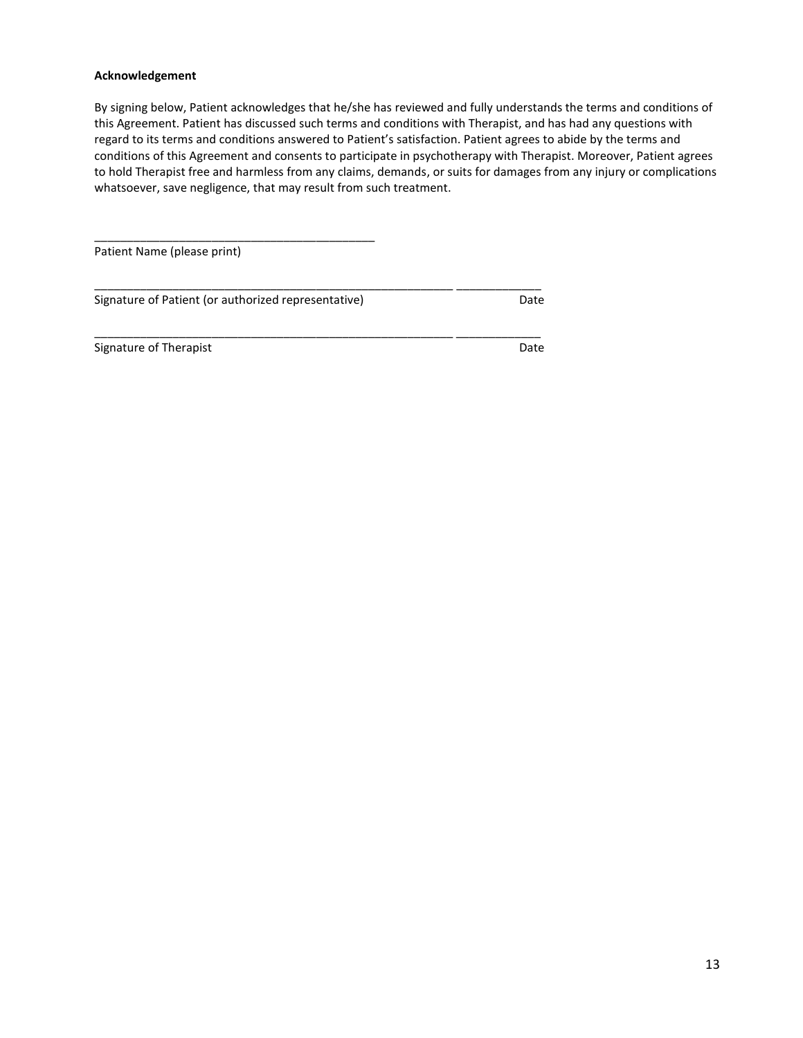**Acknowledgement**

By signing below, Patient acknowledges that he/she has reviewed and fully understands the terms and conditions of this Agreement. Patient has discussed such terms and conditions with Therapist, and has had any questions with regard to its terms and conditions answered to Patient's satisfaction. Patient agrees to abide by the terms and conditions of this Agreement and consents to participate in psychotherapy with Therapist. Moreover, Patient agrees to hold Therapist free and harmless from any claims, demands, or suits for damages from any injury or complications whatsoever, save negligence, that may result from such treatment.

\_\_\_\_\_\_\_\_\_\_\_\_\_\_\_\_\_\_\_\_\_\_\_\_\_\_\_\_\_\_\_\_\_\_\_\_\_\_\_\_\_\_\_\_\_
Patient Name (please print)

\_\_\_\_\_\_\_\_\_\_\_\_\_\_\_\_\_\_\_\_\_\_\_\_\_\_\_\_\_\_\_\_\_\_\_\_\_\_\_\_\_\_\_\_\_\_\_\_\_\_\_\_\_\_\_\_\_\_ \_\_\_\_\_\_\_\_\_\_\_\_\_\_
Signature of Patient (or authorized representative) Date

\_\_\_\_\_\_\_\_\_\_\_\_\_\_\_\_\_\_\_\_\_\_\_\_\_\_\_\_\_\_\_\_\_\_\_\_\_\_\_\_\_\_\_\_\_\_\_\_\_\_\_\_\_\_\_\_\_\_ \_\_\_\_\_\_\_\_\_\_\_\_\_\_
Signature of Therapist Date